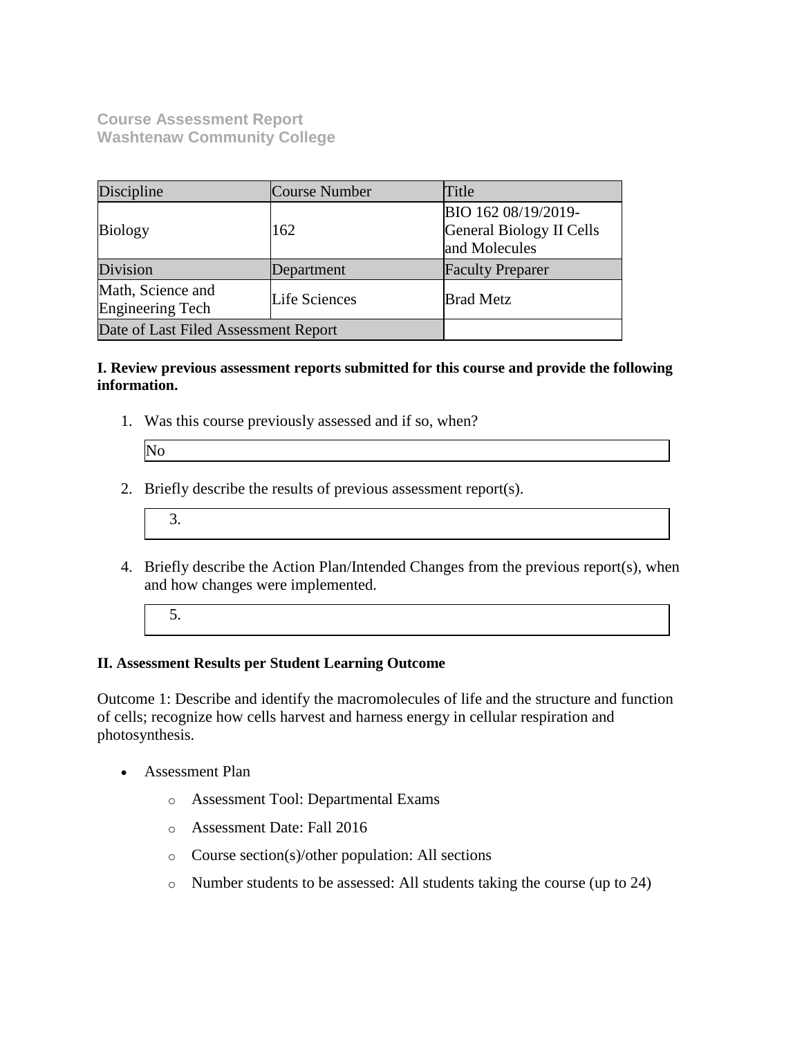**Course Assessment Report**
**Washtenaw Community College**

| Discipline | Course Number | Title |
|---|---|---|
| Biology | 162 | BIO 162 08/19/2019- General Biology II Cells and Molecules |
| Division | Department | Faculty Preparer |
| Math, Science and Engineering Tech | Life Sciences | Brad Metz |
| Date of Last Filed Assessment Report | | |

**I. Review previous assessment reports submitted for this course and provide the following information.**

1. Was this course previously assessed and if so, when?

   No

2. Briefly describe the results of previous assessment report(s).

   3.

4. Briefly describe the Action Plan/Intended Changes from the previous report(s), when and how changes were implemented.

   5.

**II. Assessment Results per Student Learning Outcome**

Outcome 1: Describe and identify the macromolecules of life and the structure and function of cells; recognize how cells harvest and harness energy in cellular respiration and photosynthesis.

- Assessment Plan
  - Assessment Tool: Departmental Exams
  - Assessment Date: Fall 2016
  - Course section(s)/other population: All sections
  - Number students to be assessed: All students taking the course (up to 24)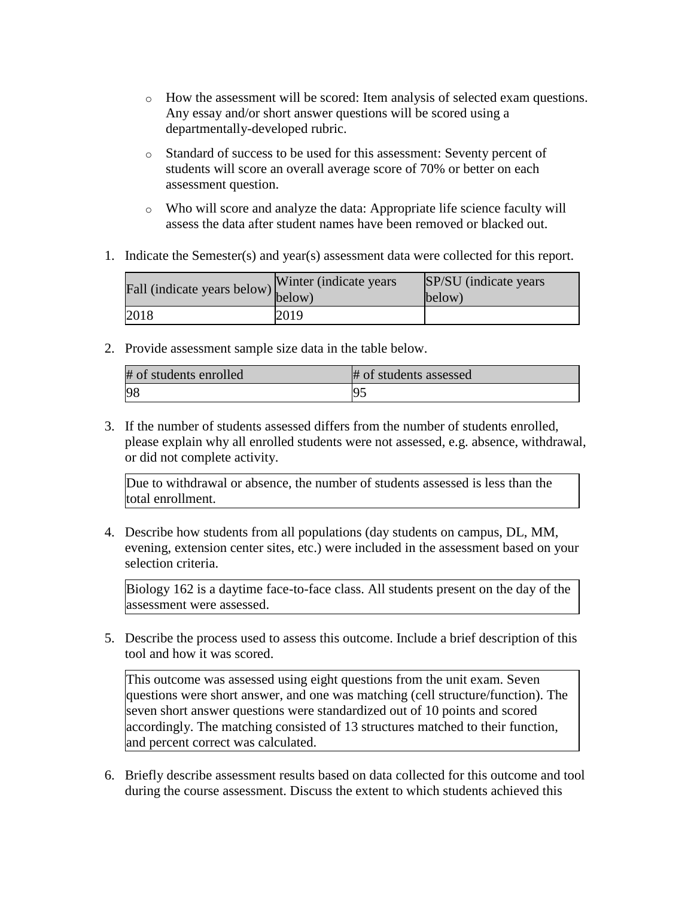- How the assessment will be scored: Item analysis of selected exam questions. Any essay and/or short answer questions will be scored using a departmentally-developed rubric.
- Standard of success to be used for this assessment: Seventy percent of students will score an overall average score of 70% or better on each assessment question.
- Who will score and analyze the data: Appropriate life science faculty will assess the data after student names have been removed or blacked out.

1. Indicate the Semester(s) and year(s) assessment data were collected for this report.

| Fall (indicate years below) | Winter (indicate years below) | SP/SU (indicate years below) |
|---|---|---|
| 2018 | 2019 | |

2. Provide assessment sample size data in the table below.

| # of students enrolled | # of students assessed |
|---|---|
| 98 | 95 |

3. If the number of students assessed differs from the number of students enrolled, please explain why all enrolled students were not assessed, e.g. absence, withdrawal, or did not complete activity.

| Due to withdrawal or absence, the number of students assessed is less than the total enrollment. |
|---|

4. Describe how students from all populations (day students on campus, DL, MM, evening, extension center sites, etc.) were included in the assessment based on your selection criteria.

| Biology 162 is a daytime face-to-face class. All students present on the day of the assessment were assessed. |
|---|

5. Describe the process used to assess this outcome. Include a brief description of this tool and how it was scored.

| This outcome was assessed using eight questions from the unit exam. Seven questions were short answer, and one was matching (cell structure/function). The seven short answer questions were standardized out of 10 points and scored accordingly. The matching consisted of 13 structures matched to their function, and percent correct was calculated. |
|---|

6. Briefly describe assessment results based on data collected for this outcome and tool during the course assessment. Discuss the extent to which students achieved this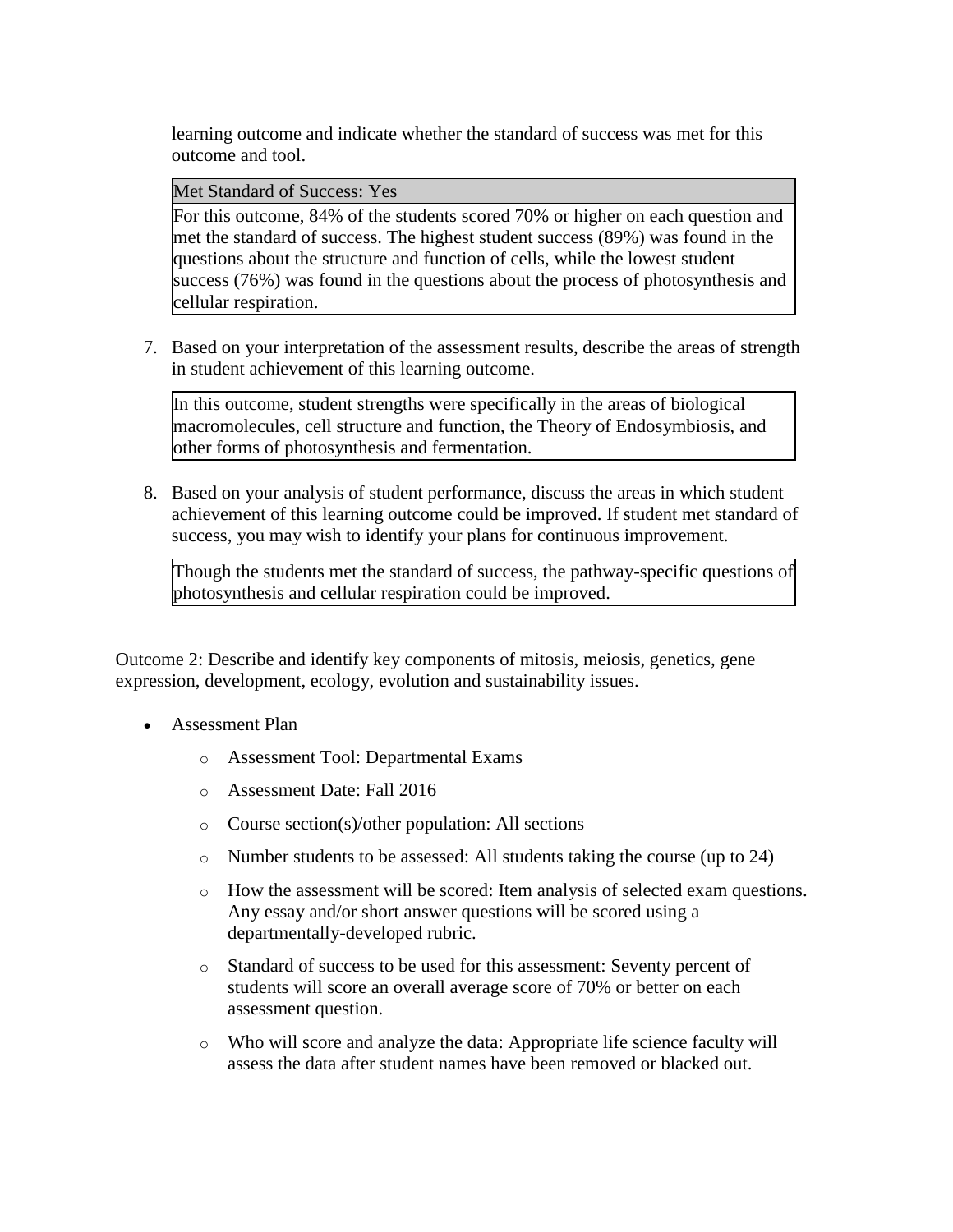learning outcome and indicate whether the standard of success was met for this outcome and tool.

| Met Standard of Success: Yes |
| --- |
| For this outcome, 84% of the students scored 70% or higher on each question and met the standard of success. The highest student success (89%) was found in the questions about the structure and function of cells, while the lowest student success (76%) was found in the questions about the process of photosynthesis and cellular respiration. |

7. Based on your interpretation of the assessment results, describe the areas of strength in student achievement of this learning outcome.

| In this outcome, student strengths were specifically in the areas of biological macromolecules, cell structure and function, the Theory of Endosymbiosis, and other forms of photosynthesis and fermentation. |
| --- |

8. Based on your analysis of student performance, discuss the areas in which student achievement of this learning outcome could be improved. If student met standard of success, you may wish to identify your plans for continuous improvement.

| Though the students met the standard of success, the pathway-specific questions of photosynthesis and cellular respiration could be improved. |
| --- |

Outcome 2: Describe and identify key components of mitosis, meiosis, genetics, gene expression, development, ecology, evolution and sustainability issues.

- Assessment Plan
  - Assessment Tool: Departmental Exams
  - Assessment Date: Fall 2016
  - Course section(s)/other population: All sections
  - Number students to be assessed: All students taking the course (up to 24)
  - How the assessment will be scored: Item analysis of selected exam questions. Any essay and/or short answer questions will be scored using a departmentally-developed rubric.
  - Standard of success to be used for this assessment: Seventy percent of students will score an overall average score of 70% or better on each assessment question.
  - Who will score and analyze the data: Appropriate life science faculty will assess the data after student names have been removed or blacked out.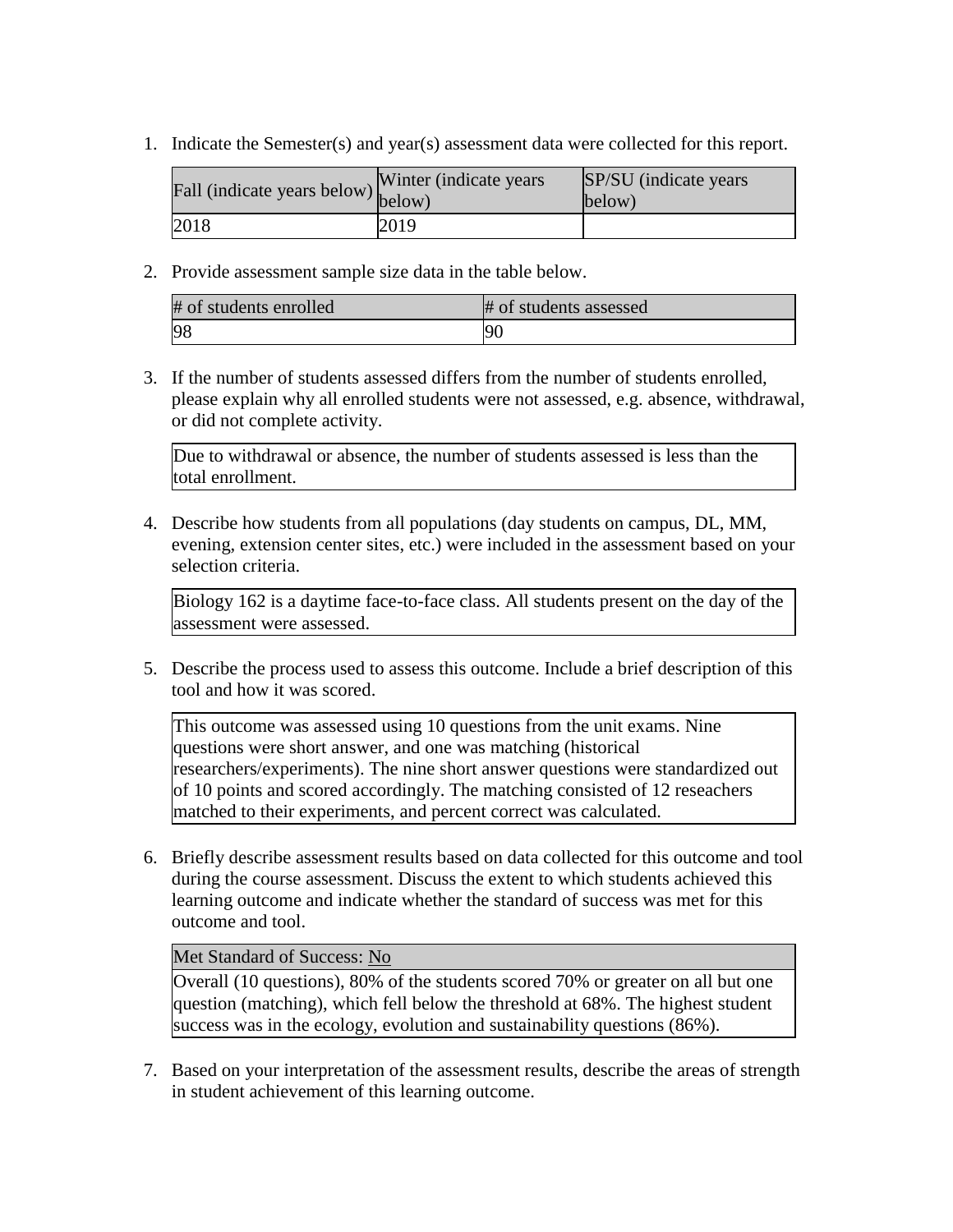1. Indicate the Semester(s) and year(s) assessment data were collected for this report.

| Fall (indicate years below) | Winter (indicate years below) | SP/SU (indicate years below) |
| --- | --- | --- |
| 2018 | 2019 | |

2. Provide assessment sample size data in the table below.

| # of students enrolled | # of students assessed |
| --- | --- |
| 98 | 90 |

3. If the number of students assessed differs from the number of students enrolled, please explain why all enrolled students were not assessed, e.g. absence, withdrawal, or did not complete activity.

| Due to withdrawal or absence, the number of students assessed is less than the total enrollment. |
| --- |

4. Describe how students from all populations (day students on campus, DL, MM, evening, extension center sites, etc.) were included in the assessment based on your selection criteria.

| Biology 162 is a daytime face-to-face class. All students present on the day of the assessment were assessed. |
| --- |

5. Describe the process used to assess this outcome. Include a brief description of this tool and how it was scored.

| This outcome was assessed using 10 questions from the unit exams. Nine questions were short answer, and one was matching (historical researchers/experiments). The nine short answer questions were standardized out of 10 points and scored accordingly. The matching consisted of 12 reseachers matched to their experiments, and percent correct was calculated. |
| --- |

6. Briefly describe assessment results based on data collected for this outcome and tool during the course assessment. Discuss the extent to which students achieved this learning outcome and indicate whether the standard of success was met for this outcome and tool.

| Met Standard of Success: No |
| --- |
| Overall (10 questions), 80% of the students scored 70% or greater on all but one question (matching), which fell below the threshold at 68%. The highest student success was in the ecology, evolution and sustainability questions (86%). |

7. Based on your interpretation of the assessment results, describe the areas of strength in student achievement of this learning outcome.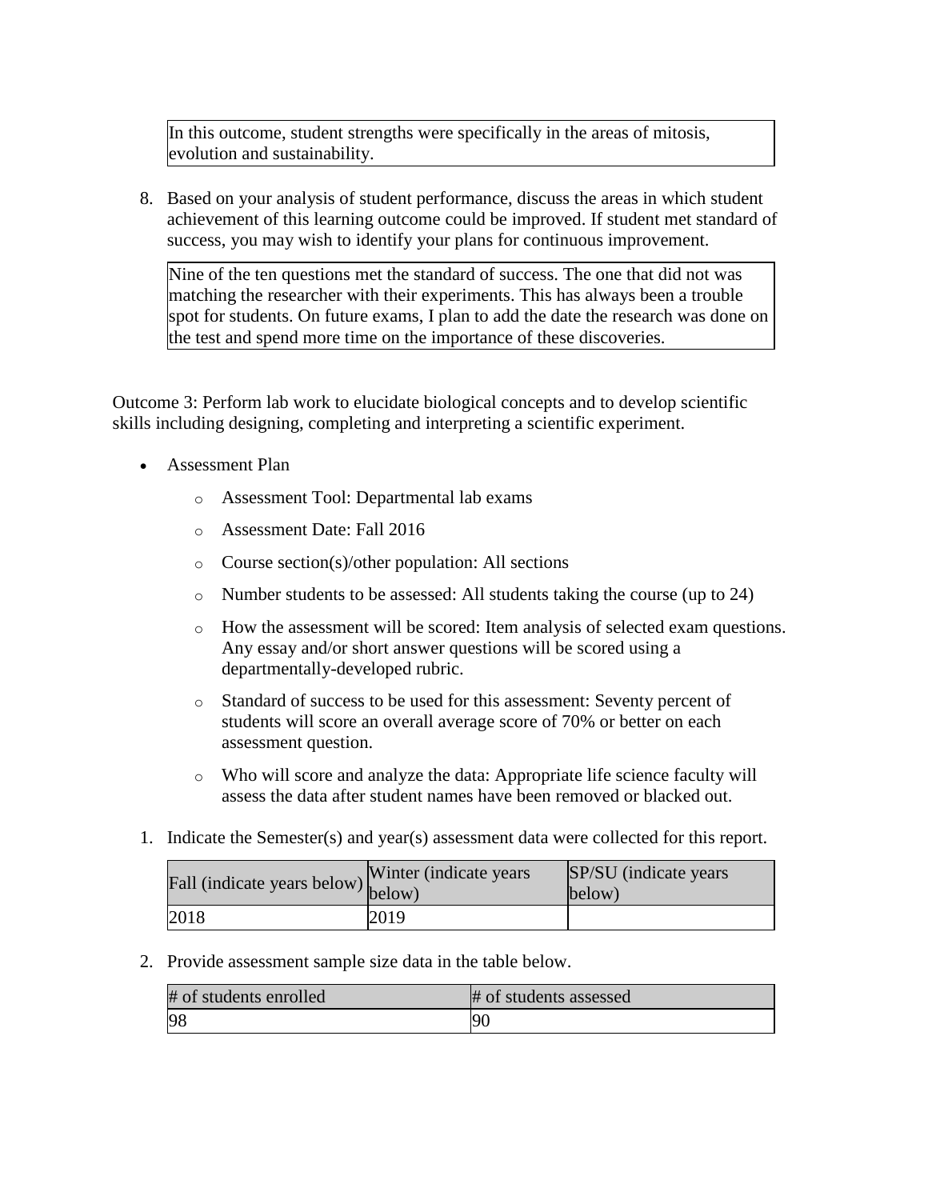In this outcome, student strengths were specifically in the areas of mitosis, evolution and sustainability.

8. Based on your analysis of student performance, discuss the areas in which student achievement of this learning outcome could be improved. If student met standard of success, you may wish to identify your plans for continuous improvement.

Nine of the ten questions met the standard of success. The one that did not was matching the researcher with their experiments. This has always been a trouble spot for students. On future exams, I plan to add the date the research was done on the test and spend more time on the importance of these discoveries.

Outcome 3: Perform lab work to elucidate biological concepts and to develop scientific skills including designing, completing and interpreting a scientific experiment.

- Assessment Plan
  - Assessment Tool: Departmental lab exams
  - Assessment Date: Fall 2016
  - Course section(s)/other population: All sections
  - Number students to be assessed: All students taking the course (up to 24)
  - How the assessment will be scored: Item analysis of selected exam questions. Any essay and/or short answer questions will be scored using a departmentally-developed rubric.
  - Standard of success to be used for this assessment: Seventy percent of students will score an overall average score of 70% or better on each assessment question.
  - Who will score and analyze the data: Appropriate life science faculty will assess the data after student names have been removed or blacked out.

1. Indicate the Semester(s) and year(s) assessment data were collected for this report.

| Fall (indicate years below) | Winter (indicate years below) | SP/SU (indicate years below) |
|---|---|---|
| 2018 | 2019 | |

2. Provide assessment sample size data in the table below.

| # of students enrolled | # of students assessed |
|---|---|
| 98 | 90 |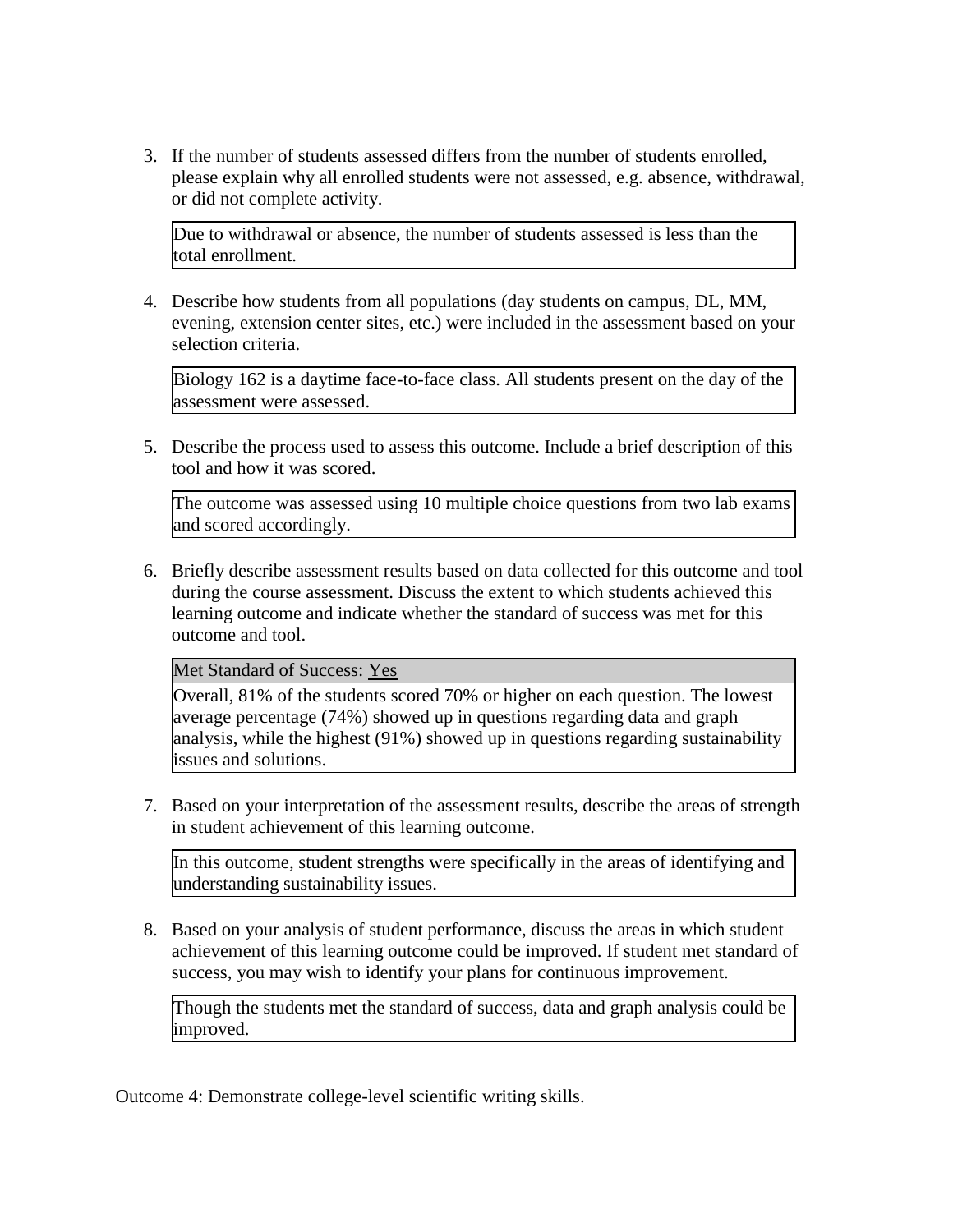3. If the number of students assessed differs from the number of students enrolled, please explain why all enrolled students were not assessed, e.g. absence, withdrawal, or did not complete activity.

   Due to withdrawal or absence, the number of students assessed is less than the total enrollment.

4. Describe how students from all populations (day students on campus, DL, MM, evening, extension center sites, etc.) were included in the assessment based on your selection criteria.

   Biology 162 is a daytime face-to-face class. All students present on the day of the assessment were assessed.

5. Describe the process used to assess this outcome. Include a brief description of this tool and how it was scored.

   The outcome was assessed using 10 multiple choice questions from two lab exams and scored accordingly.

6. Briefly describe assessment results based on data collected for this outcome and tool during the course assessment. Discuss the extent to which students achieved this learning outcome and indicate whether the standard of success was met for this outcome and tool.

   Met Standard of Success: Yes

   Overall, 81% of the students scored 70% or higher on each question. The lowest average percentage (74%) showed up in questions regarding data and graph analysis, while the highest (91%) showed up in questions regarding sustainability issues and solutions.

7. Based on your interpretation of the assessment results, describe the areas of strength in student achievement of this learning outcome.

   In this outcome, student strengths were specifically in the areas of identifying and understanding sustainability issues.

8. Based on your analysis of student performance, discuss the areas in which student achievement of this learning outcome could be improved. If student met standard of success, you may wish to identify your plans for continuous improvement.

   Though the students met the standard of success, data and graph analysis could be improved.

Outcome 4: Demonstrate college-level scientific writing skills.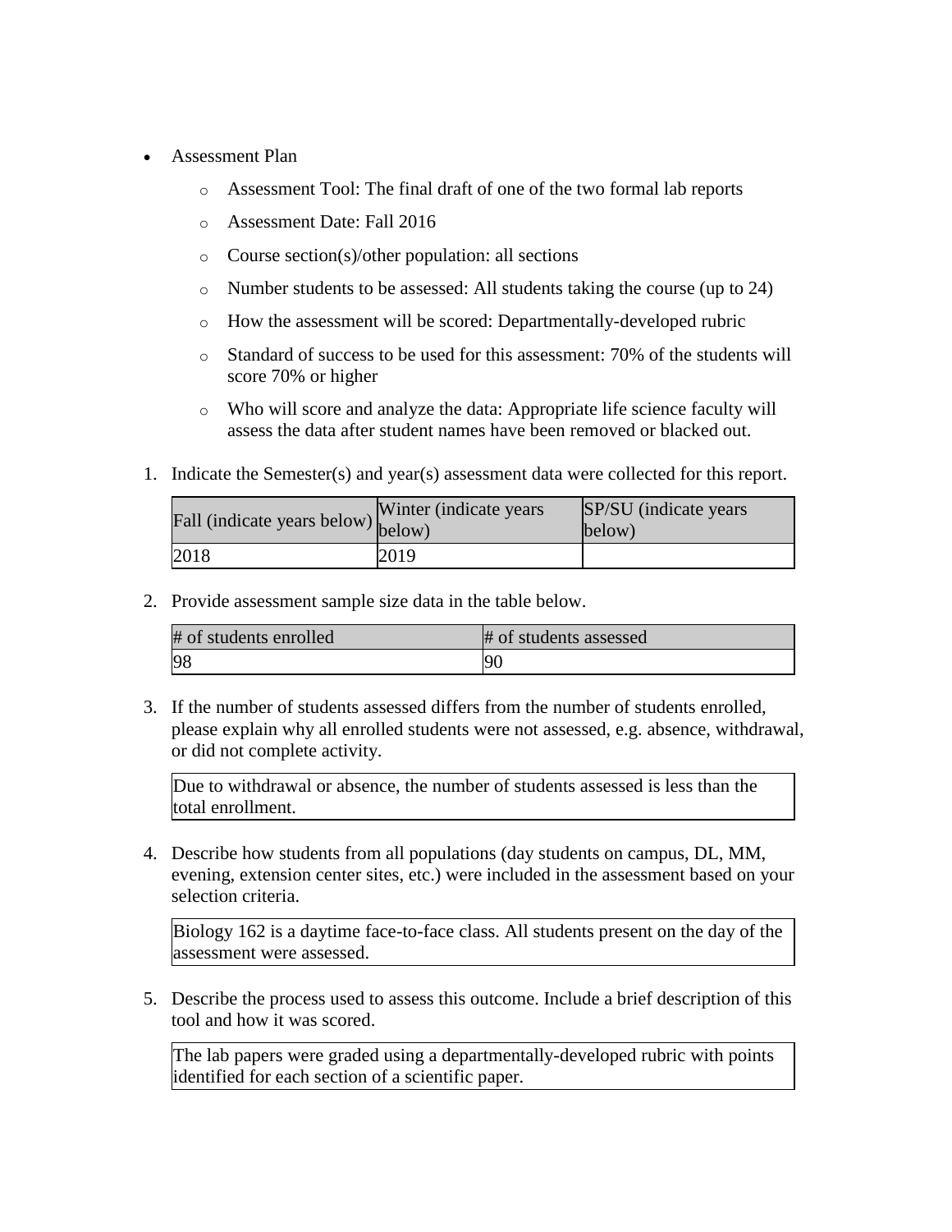- Assessment Plan
    - Assessment Tool: The final draft of one of the two formal lab reports
    - Assessment Date: Fall 2016
    - Course section(s)/other population: all sections
    - Number students to be assessed: All students taking the course (up to 24)
    - How the assessment will be scored: Departmentally-developed rubric
    - Standard of success to be used for this assessment: 70% of the students will score 70% or higher
    - Who will score and analyze the data: Appropriate life science faculty will assess the data after student names have been removed or blacked out.

1. Indicate the Semester(s) and year(s) assessment data were collected for this report.

| Fall (indicate years below) | Winter (indicate years below) | SP/SU (indicate years below) |
| --- | --- | --- |
| 2018 | 2019 | |

2. Provide assessment sample size data in the table below.

| # of students enrolled | # of students assessed |
| --- | --- |
| 98 | 90 |

3. If the number of students assessed differs from the number of students enrolled, please explain why all enrolled students were not assessed, e.g. absence, withdrawal, or did not complete activity.

Due to withdrawal or absence, the number of students assessed is less than the total enrollment.

4. Describe how students from all populations (day students on campus, DL, MM, evening, extension center sites, etc.) were included in the assessment based on your selection criteria.

Biology 162 is a daytime face-to-face class. All students present on the day of the assessment were assessed.

5. Describe the process used to assess this outcome. Include a brief description of this tool and how it was scored.

The lab papers were graded using a departmentally-developed rubric with points identified for each section of a scientific paper.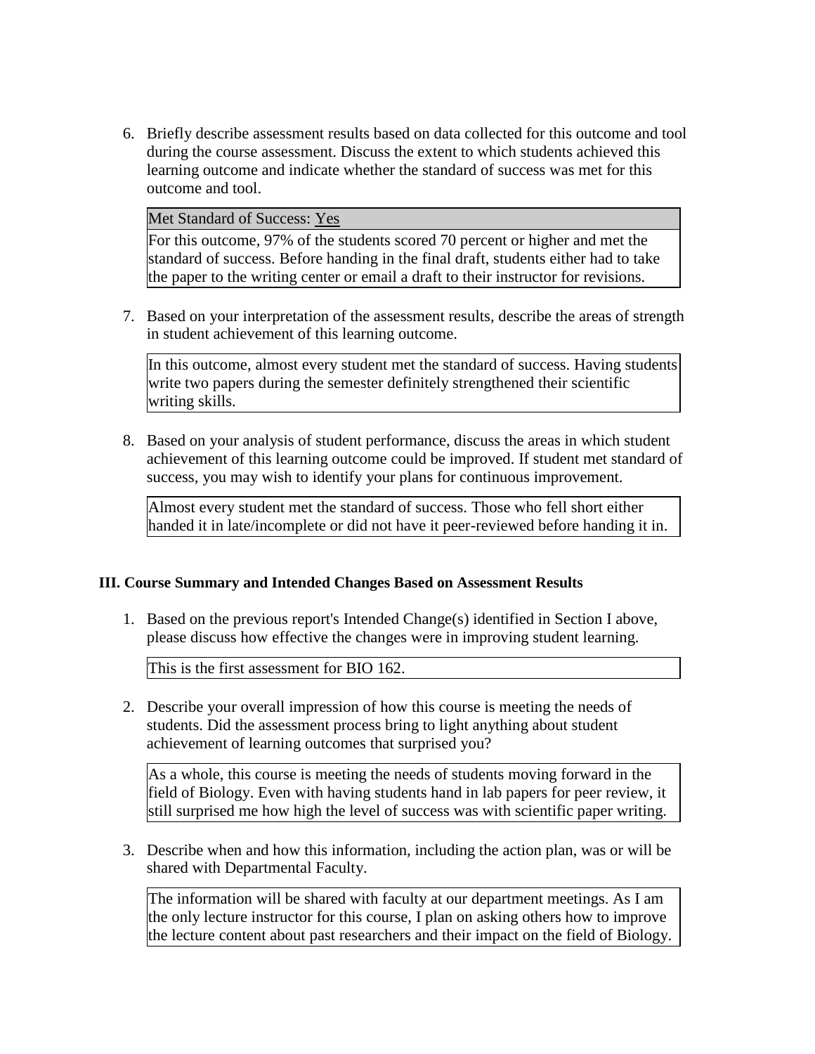6. Briefly describe assessment results based on data collected for this outcome and tool during the course assessment. Discuss the extent to which students achieved this learning outcome and indicate whether the standard of success was met for this outcome and tool.

| Met Standard of Success: Yes |
| --- |
| For this outcome, 97% of the students scored 70 percent or higher and met the standard of success. Before handing in the final draft, students either had to take the paper to the writing center or email a draft to their instructor for revisions. |

7. Based on your interpretation of the assessment results, describe the areas of strength in student achievement of this learning outcome.

    In this outcome, almost every student met the standard of success. Having students write two papers during the semester definitely strengthened their scientific writing skills.

8. Based on your analysis of student performance, discuss the areas in which student achievement of this learning outcome could be improved. If student met standard of success, you may wish to identify your plans for continuous improvement.

    Almost every student met the standard of success. Those who fell short either handed it in late/incomplete or did not have it peer-reviewed before handing it in.

## III. Course Summary and Intended Changes Based on Assessment Results

1. Based on the previous report's Intended Change(s) identified in Section I above, please discuss how effective the changes were in improving student learning.

    This is the first assessment for BIO 162.

2. Describe your overall impression of how this course is meeting the needs of students. Did the assessment process bring to light anything about student achievement of learning outcomes that surprised you?

    As a whole, this course is meeting the needs of students moving forward in the field of Biology. Even with having students hand in lab papers for peer review, it still surprised me how high the level of success was with scientific paper writing.

3. Describe when and how this information, including the action plan, was or will be shared with Departmental Faculty.

    The information will be shared with faculty at our department meetings. As I am the only lecture instructor for this course, I plan on asking others how to improve the lecture content about past researchers and their impact on the field of Biology.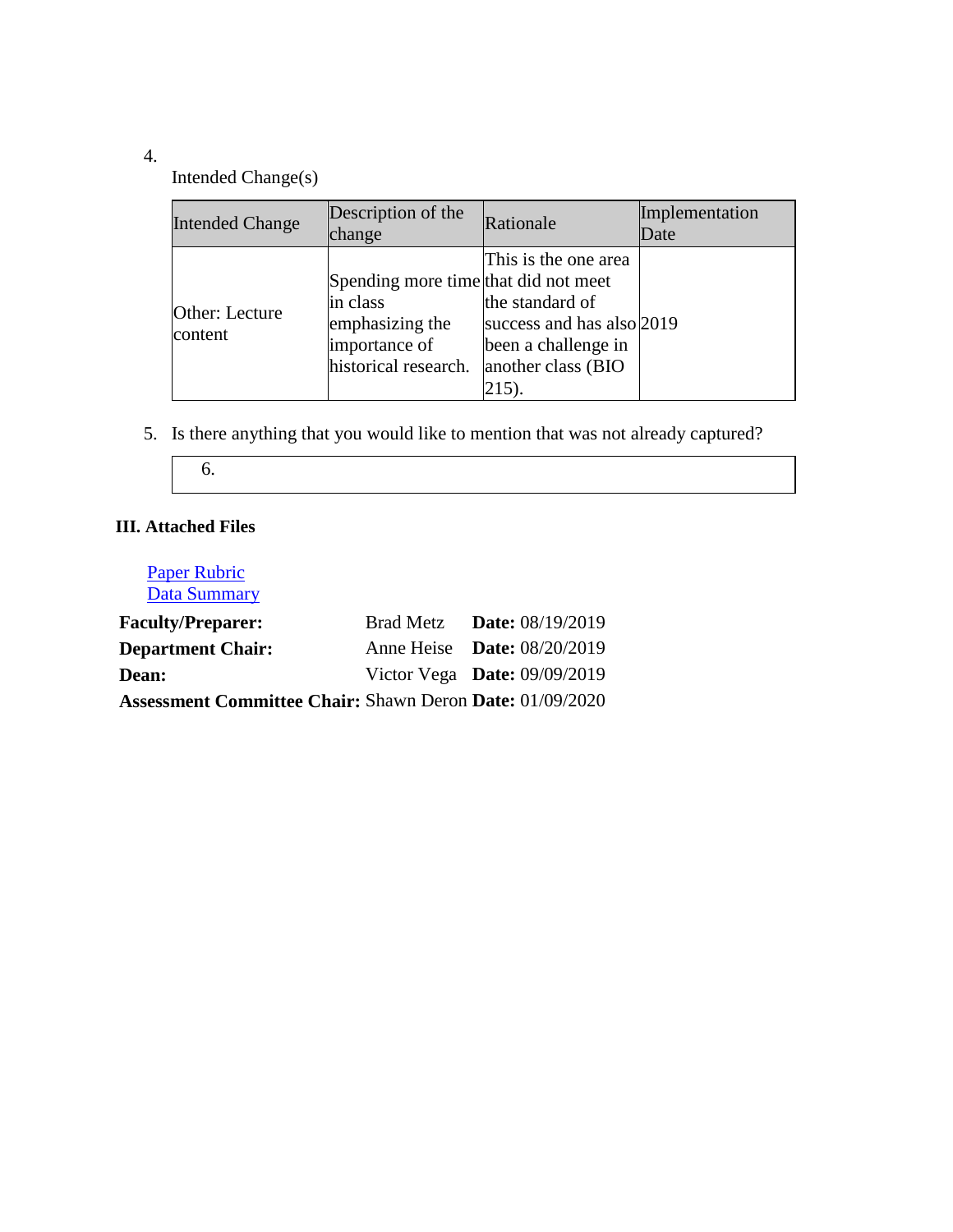4. Intended Change(s)

| Intended Change | Description of the change | Rationale | Implementation Date |
|---|---|---|---|
| Other: Lecture content | Spending more time in class emphasizing the importance of historical research. | This is the one area that did not meet the standard of success and has also been a challenge in another class (BIO 215). | 2019 |

5. Is there anything that you would like to mention that was not already captured?

| |
|---|
| 6. |

### III. Attached Files

[Paper Rubric]
[Data Summary]

| | | |
|---|---|---|
| **Faculty/Preparer:** | Brad Metz | **Date:** 08/19/2019 |
| **Department Chair:** | Anne Heise | **Date:** 08/20/2019 |
| **Dean:** | Victor Vega | **Date:** 09/09/2019 |
| **Assessment Committee Chair:** | Shawn Deron | **Date:** 01/09/2020 |